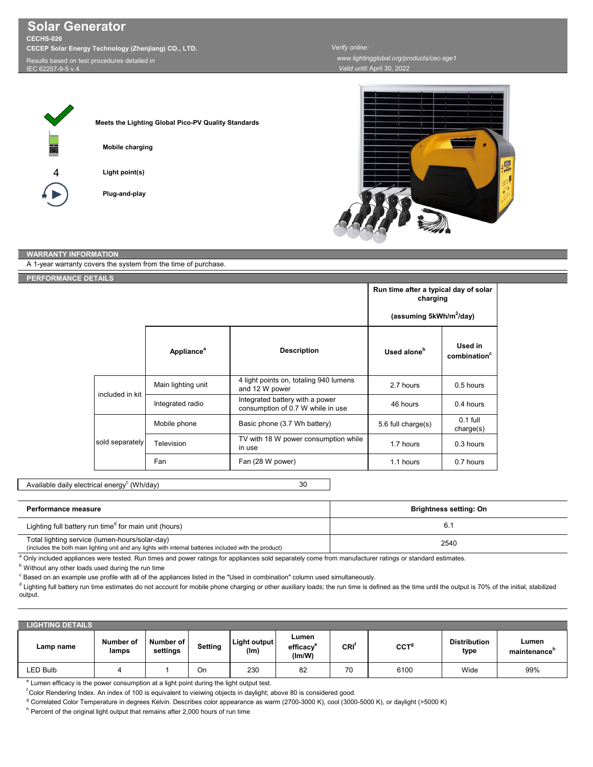# Solar Generator

**CECHS-026**

**CECEP Solar Energy Technology (Zhenjiang) CO., LTD.**

Results based on test procedures detailed in IEC 62257-9-5 v.4

*Verify online:* www.lightingglobal.org/products/cec-sge1

*Valid until:* April 30, 2022

**Meets the Lighting Global Pico-PV Quality Standards**

**Mobile charging**

4 **Light point(s)**

**Plug-and-play**

## WARRANTY INFORMATION

A 1-year warranty covers the system from the time of purchase.

## PERFORMANCE DETAILS

| | Appliance[a] | Description | Run time after a typical day of solar charging (assuming 5kWh/m²/day) — Used alone[b] | Used in combination[c] |
|---|---|---|---|---|
| included in kit | Main lighting unit | 4 light points on, totaling 940 lumens and 12 W power | 2.7 hours | 0.5 hours |
| | Integrated radio | Integrated battery with a power consumption of 0.7 W while in use | 46 hours | 0.4 hours |
| sold separately | Mobile phone | Basic phone (3.7 Wh battery) | 5.6 full charge(s) | 0.1 full charge(s) |
| | Television | TV with 18 W power consumption while in use | 1.7 hours | 0.3 hours |
| | Fan | Fan (28 W power) | 1.1 hours | 0.7 hours |

| Available daily electrical energy[c] (Wh/day) | 30 |
|---|---|

| Performance measure | Brightness setting: On |
|---|---|
| Lighting full battery run time[d] for main unit (hours) | 6.1 |
| Total lighting service (lumen-hours/solar-day) (includes the both main lighting unit and any lights with internal batteries included with the product) | 2540 |

[a] Only included appliances were tested. Run times and power ratings for appliances sold separately come from manufacturer ratings or standard estimates.

[b] Without any other loads used during the run time

[c] Based on an example use profile with all of the appliances listed in the "Used in combination" column used simultaneously.

[d] Lighting full battery run time estimates do not account for mobile phone charging or other auxiliary loads; the run time is defined as the time until the output is 70% of the initial, stabilized output.

## LIGHTING DETAILS

| Lamp name | Number of lamps | Number of settings | Setting | Light output (lm) | Lumen efficacy[e] (lm/W) | CRI[f] | CCT[g] | Distribution type | Lumen maintenance[h] |
|---|---|---|---|---|---|---|---|---|---|
| LED Bulb | 4 | 1 | On | 230 | 82 | 70 | 6100 | Wide | 99% |

[e] Lumen efficacy is the power consumption at a light point during the light output test.

[f] Color Rendering Index. An index of 100 is equivalent to vieiwing objects in daylight; above 80 is considered good.

[g] Correlated Color Temperature in degrees Kelvin. Describes color appearance as warm (2700-3000 K), cool (3000-5000 K), or daylight (>5000 K)

[h] Percent of the original light output that remains after 2,000 hours of run time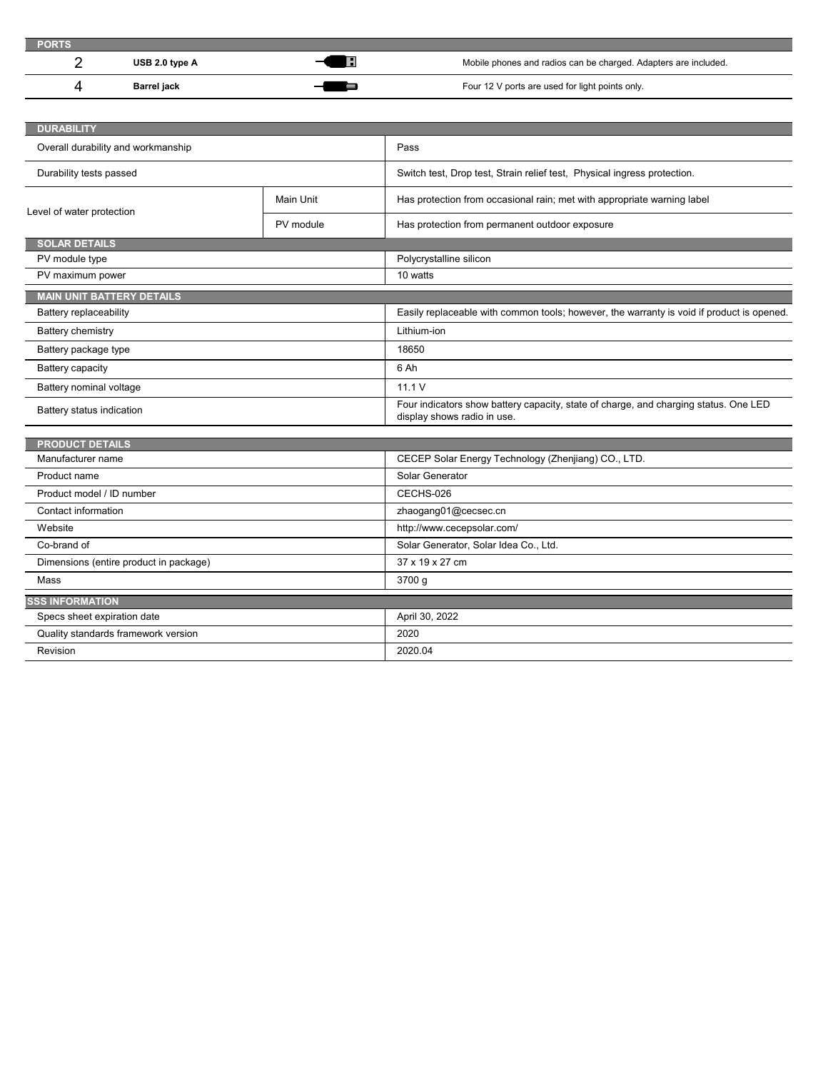| PORTS | | |
| --- | --- | --- |
| 2 | USB 2.0 type A | Mobile phones and radios can be charged. Adapters are included. |
| 4 | Barrel jack | Four 12 V ports are used for light points only. |

| DURABILITY | | |
| --- | --- | --- |
| Overall durability and workmanship | | Pass |
| Durability tests passed | | Switch test, Drop test, Strain relief test, Physical ingress protection. |
| Level of water protection | Main Unit | Has protection from occasional rain; met with appropriate warning label |
| | PV module | Has protection from permanent outdoor exposure |

| SOLAR DETAILS | |
| --- | --- |
| PV module type | Polycrystalline silicon |
| PV maximum power | 10 watts |

| MAIN UNIT BATTERY DETAILS | |
| --- | --- |
| Battery replaceability | Easily replaceable with common tools; however, the warranty is void if product is opened. |
| Battery chemistry | Lithium-ion |
| Battery package type | 18650 |
| Battery capacity | 6 Ah |
| Battery nominal voltage | 11.1 V |
| Battery status indication | Four indicators show battery capacity, state of charge, and charging status. One LED display shows radio in use. |

| PRODUCT DETAILS | |
| --- | --- |
| Manufacturer name | CECEP Solar Energy Technology (Zhenjiang) CO., LTD. |
| Product name | Solar Generator |
| Product model / ID number | CECHS-026 |
| Contact information | zhaogang01@cecsec.cn |
| Website | http://www.cecepsolar.com/ |
| Co-brand of | Solar Generator, Solar Idea Co., Ltd. |
| Dimensions (entire product in package) | 37 x 19 x 27 cm |
| Mass | 3700 g |

| SSS INFORMATION | |
| --- | --- |
| Specs sheet expiration date | April 30, 2022 |
| Quality standards framework version | 2020 |
| Revision | 2020.04 |